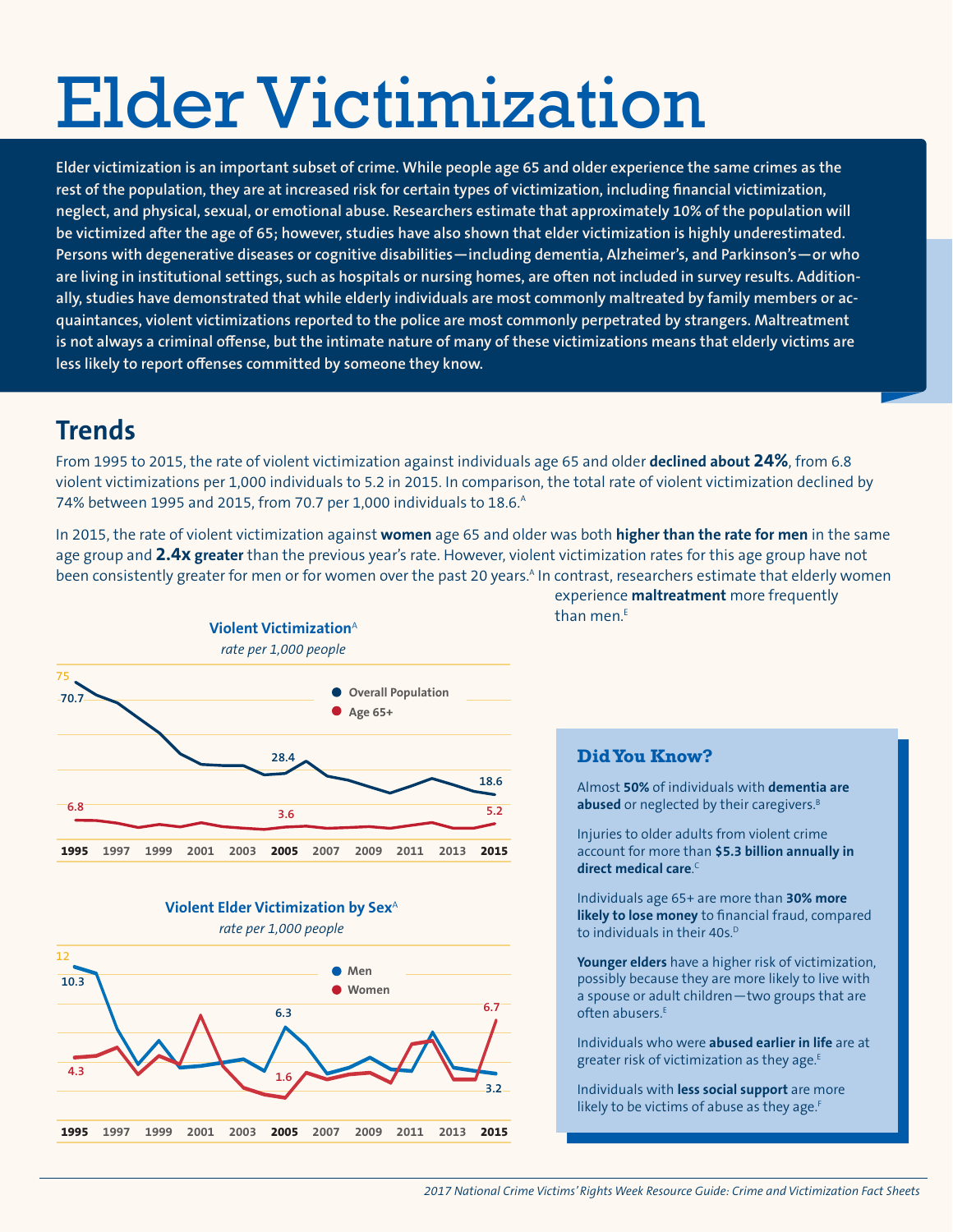# Elder Victimization

**Elder victimization is an important subset of crime. While people age 65 and older experience the same crimes as the rest of the population, they are at increased risk for certain types of victimization, including financial victimization, neglect, and physical, sexual, or emotional abuse. Researchers estimate that approximately 10% of the population will be victimized after the age of 65; however, studies have also shown that elder victimization is highly underestimated. Persons with degenerative diseases or cognitive disabilities—including dementia, Alzheimer's, and Parkinson's—or who are living in institutional settings, such as hospitals or nursing homes, are often not included in survey results. Additionally, studies have demonstrated that while elderly individuals are most commonly maltreated by family members or acquaintances, violent victimizations reported to the police are most commonly perpetrated by strangers. Maltreatment is not always a criminal offense, but the intimate nature of many of these victimizations means that elderly victims are less likely to report offenses committed by someone they know.**

## Trends

From 1995 to 2015, the rate of violent victimization against individuals age 65 and older **declined about 24%**, from 6.8 violent victimizations per 1,000 individuals to 5.2 in 2015. In comparison, the total rate of violent victimization declined by 74% between 1995 and 2015, from 70.7 per 1,000 individuals to 18.6.[A]

In 2015, the rate of violent victimization against **women** age 65 and older was both **higher than the rate for men** in the same age group and **2.4x greater** than the previous year's rate. However, violent victimization rates for this age group have not been consistently greater for men or for women over the past 20 years.[A] In contrast, researchers estimate that elderly women experience **maltreatment** more frequently than men.[E]

**Violent Victimization**[A]

*rate per 1,000 people*

75

70.7

28.4

18.6

6.8

3.6

5.2

Overall Population

Age 65+

1995 1997 1999 2001 2003 2005 2007 2009 2011 2013 2015

**Violent Elder Victimization by Sex**[A]

*rate per 1,000 people*

12

10.3

6.3

6.7

4.3

1.6

3.2

Men

Women

1995 1997 1999 2001 2003 2005 2007 2009 2011 2013 2015

### Did You Know?

Almost **50%** of individuals with **dementia are abused** or neglected by their caregivers.[B]

Injuries to older adults from violent crime account for more than **$5.3 billion annually in direct medical care**.[C]

Individuals age 65+ are more than **30% more likely to lose money** to financial fraud, compared to individuals in their 40s.[D]

**Younger elders** have a higher risk of victimization, possibly because they are more likely to live with a spouse or adult children—two groups that are often abusers.[E]

Individuals who were **abused earlier in life** are at greater risk of victimization as they age.[E]

Individuals with **less social support** are more likely to be victims of abuse as they age.[F]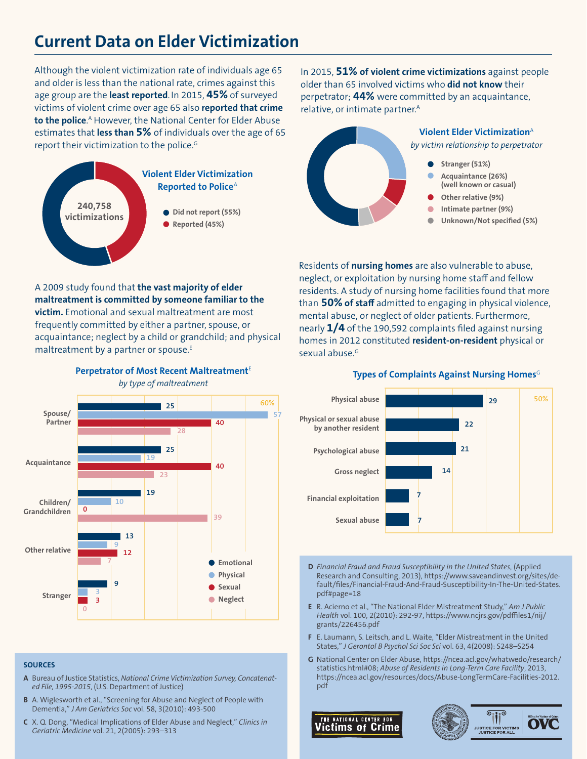# Current Data on Elder Victimization

Although the violent victimization rate of individuals age 65 and older is less than the national rate, crimes against this age group are the **least reported**. In 2015, **45%** of surveyed victims of violent crime over age 65 also **reported that crime to the police**.[A] However, the National Center for Elder Abuse estimates that **less than 5%** of individuals over the age of 65 report their victimization to the police.[G]

**Violent Elder Victimization Reported to Police**[A]

240,758 victimizations

- Did not report (55%)
- Reported (45%)

A 2009 study found that **the vast majority of elder maltreatment is committed by someone familiar to the victim.** Emotional and sexual maltreatment are most frequently committed by either a partner, spouse, or acquaintance; neglect by a child or grandchild; and physical maltreatment by a partner or spouse.[E]

**Perpetrator of Most Recent Maltreatment**[E]

*by type of maltreatment*

Spouse/Partner: 25, 57, 40, 28

Acquaintance: 25, 19, 40, 23

Children/Grandchildren: 19, 10, 0, 39

Other relative: 13, 9, 12, 7

Stranger: 9, 3, 3, 0

60%

- Emotional
- Physical
- Sexual
- Neglect

In 2015, **51% of violent crime victimizations** against people older than 65 involved victims who **did not know** their perpetrator; **44%** were committed by an acquaintance, relative, or intimate partner.[A]

**Violent Elder Victimization**[A]

*by victim relationship to perpetrator*

- Stranger (51%)
- Acquaintance (26%) (well known or casual)
- Other relative (9%)
- Intimate partner (9%)
- Unknown/Not specified (5%)

Residents of **nursing homes** are also vulnerable to abuse, neglect, or exploitation by nursing home staff and fellow residents. A study of nursing home facilities found that more than **50% of staff** admitted to engaging in physical violence, mental abuse, or neglect of older patients. Furthermore, nearly **1/4** of the 190,592 complaints filed against nursing homes in 2012 constituted **resident-on-resident** physical or sexual abuse.[G]

**Types of Complaints Against Nursing Homes**[G]

Physical abuse 29

Physical or sexual abuse by another resident 22

Psychological abuse 21

Gross neglect 14

Financial exploitation 7

Sexual abuse 7

50%

### SOURCES

**A** Bureau of Justice Statistics, *National Crime Victimization Survey, Concatenated File, 1995-2015*, (U.S. Department of Justice)

**B** A. Wiglesworth et al., "Screening for Abuse and Neglect of People with Dementia," *J Am Geriatrics Soc* vol. 58, 3(2010): 493-500

**C** X. Q. Dong, "Medical Implications of Elder Abuse and Neglect," *Clinics in Geriatric Medicine* vol. 21, 2(2005): 293–313

**D** *Financial Fraud and Fraud Susceptibility in the United States*, (Applied Research and Consulting, 2013), https://www.saveandinvest.org/sites/default/files/Financial-Fraud-And-Fraud-Susceptibility-In-The-United-States.pdf#page=18

**E** R. Acierno et al., "The National Elder Mistreatment Study," *Am J Public Health* vol. 100, 2(2010): 292-97, https://www.ncjrs.gov/pdffiles1/nij/grants/226456.pdf

**F** E. Laumann, S. Leitsch, and L. Waite, "Elder Mistreatment in the United States," *J Gerontol B Psychol Sci Soc Sci* vol. 63, 4(2008): S248–S254

**G** National Center on Elder Abuse, https://ncea.acl.gov/whatwedo/research/statistics.html#08; *Abuse of Residents in Long-Term Care Facility*, 2013, https://ncea.acl.gov/resources/docs/Abuse-LongTermCare-Facilities-2012.pdf

THE NATIONAL CENTER FOR Victims of Crime

JUSTICE FOR VICTIMS JUSTICE FOR ALL

Office for Victims of Crime OVC